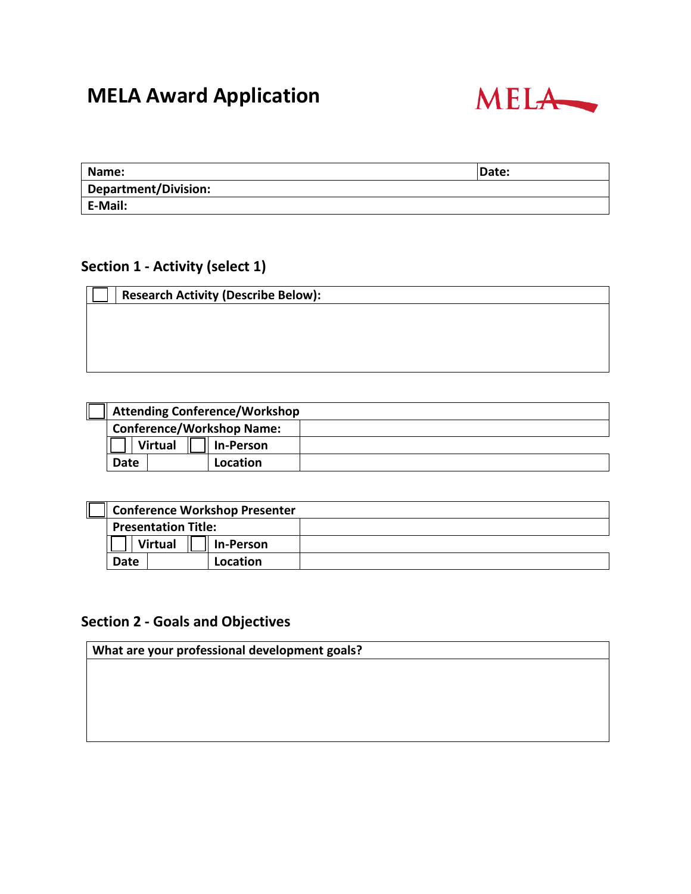# MELA Award Application

| Name: | Date: |
|---|---|
| Department/Division: | |
| E-Mail: | |

## Section 1 - Activity (select 1)

| ☐ | Research Activity (Describe Below): |
|---|---|
| | |

| ☐ | Attending Conference/Workshop | | | |
|---|---|---|---|---|
| | Conference/Workshop Name: | | | |
| | ☐ Virtual | ☐ In-Person | | |
| | Date | | Location | |

| ☐ | Conference Workshop Presenter | | | |
|---|---|---|---|---|
| | Presentation Title: | | | |
| | ☐ Virtual | ☐ In-Person | | |
| | Date | | Location | |

## Section 2 - Goals and Objectives

| What are your professional development goals? |
|---|
| |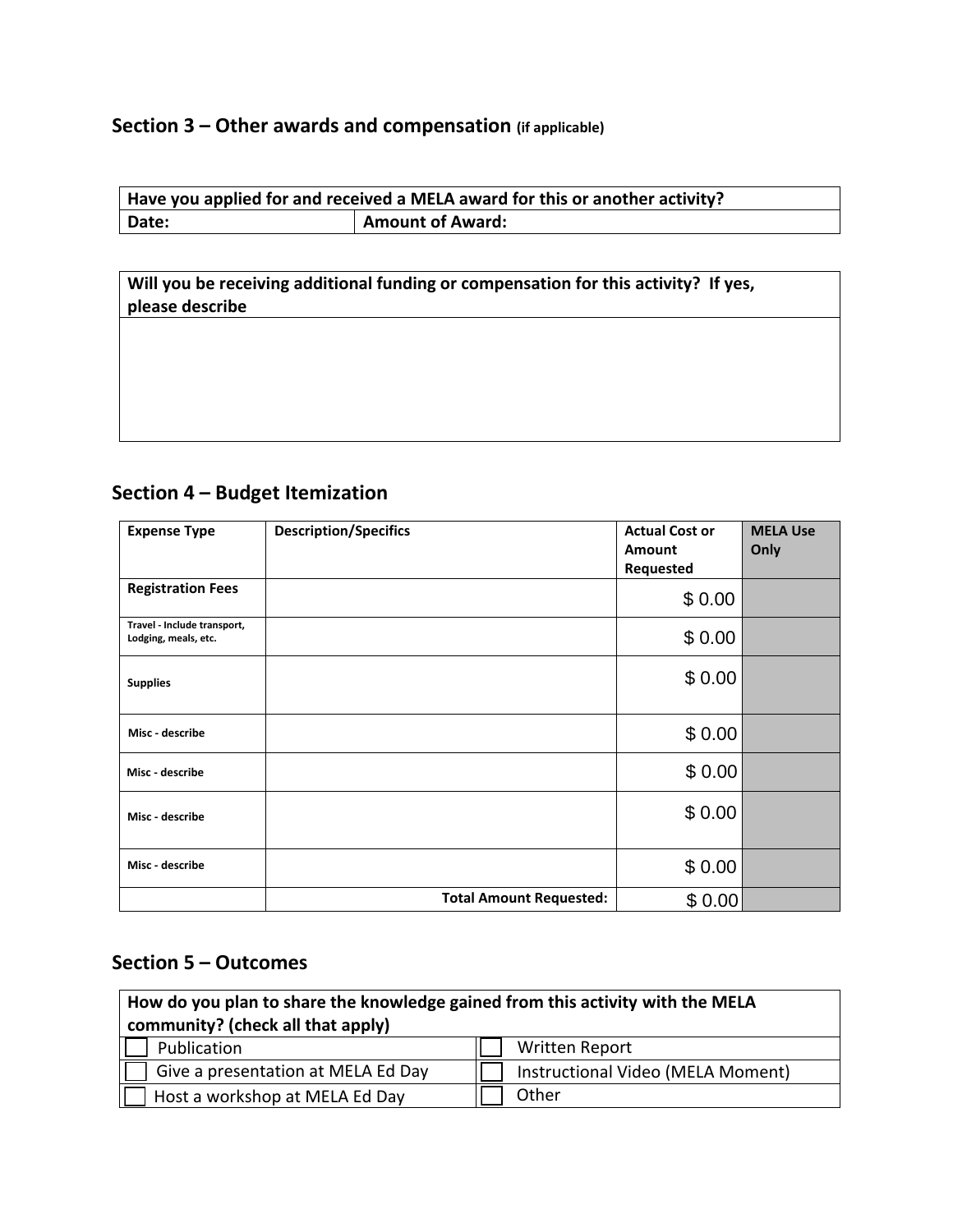## Section 3 – Other awards and compensation (if applicable)

| Have you applied for and received a MELA award for this or another activity? | |
|---|---|
| Date: | Amount of Award: |

| Will you be receiving additional funding or compensation for this activity? If yes, please describe |
|---|
| |

## Section 4 – Budget Itemization

| Expense Type | Description/Specifics | Actual Cost or Amount Requested | MELA Use Only |
|---|---|---|---|
| Registration Fees | | $ 0.00 | |
| Travel - Include transport, Lodging, meals, etc. | | $ 0.00 | |
| Supplies | | $ 0.00 | |
| Misc - describe | | $ 0.00 | |
| Misc - describe | | $ 0.00 | |
| Misc - describe | | $ 0.00 | |
| Misc - describe | | $ 0.00 | |
| | Total Amount Requested: | $ 0.00 | |

## Section 5 – Outcomes

| How do you plan to share the knowledge gained from this activity with the MELA community? (check all that apply) | |
|---|---|
| ☐ Publication | ☐ Written Report |
| ☐ Give a presentation at MELA Ed Day | ☐ Instructional Video (MELA Moment) |
| ☐ Host a workshop at MELA Ed Day | ☐ Other |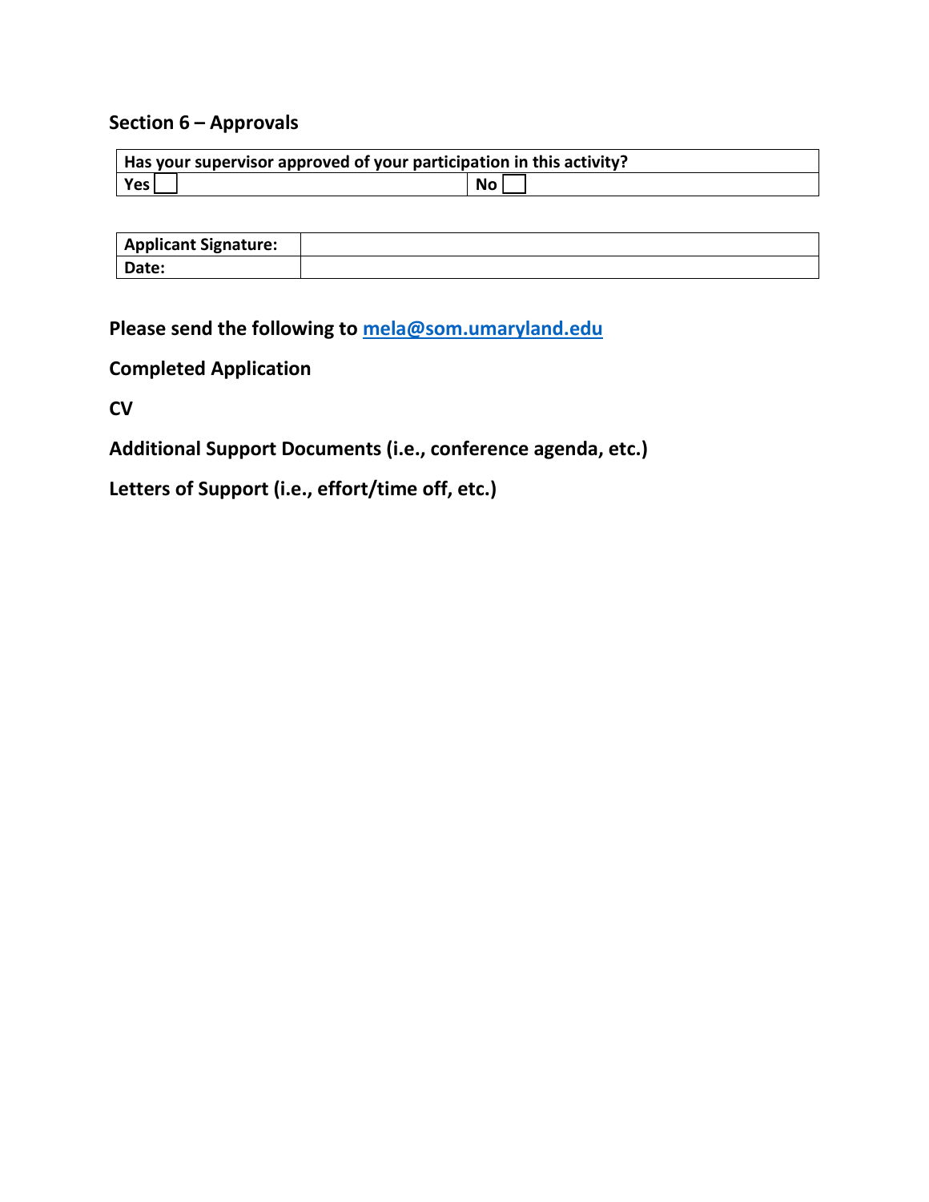## Section 6 – Approvals

| Has your supervisor approved of your participation in this activity? | |
| --- | --- |
| Yes ☐ | No ☐ |

| | |
| --- | --- |
| **Applicant Signature:** | |
| **Date:** | |

**Please send the following to [mela@som.umaryland.edu](mailto:mela@som.umaryland.edu)**

**Completed Application**

**CV**

**Additional Support Documents (i.e., conference agenda, etc.)**

**Letters of Support (i.e., effort/time off, etc.)**